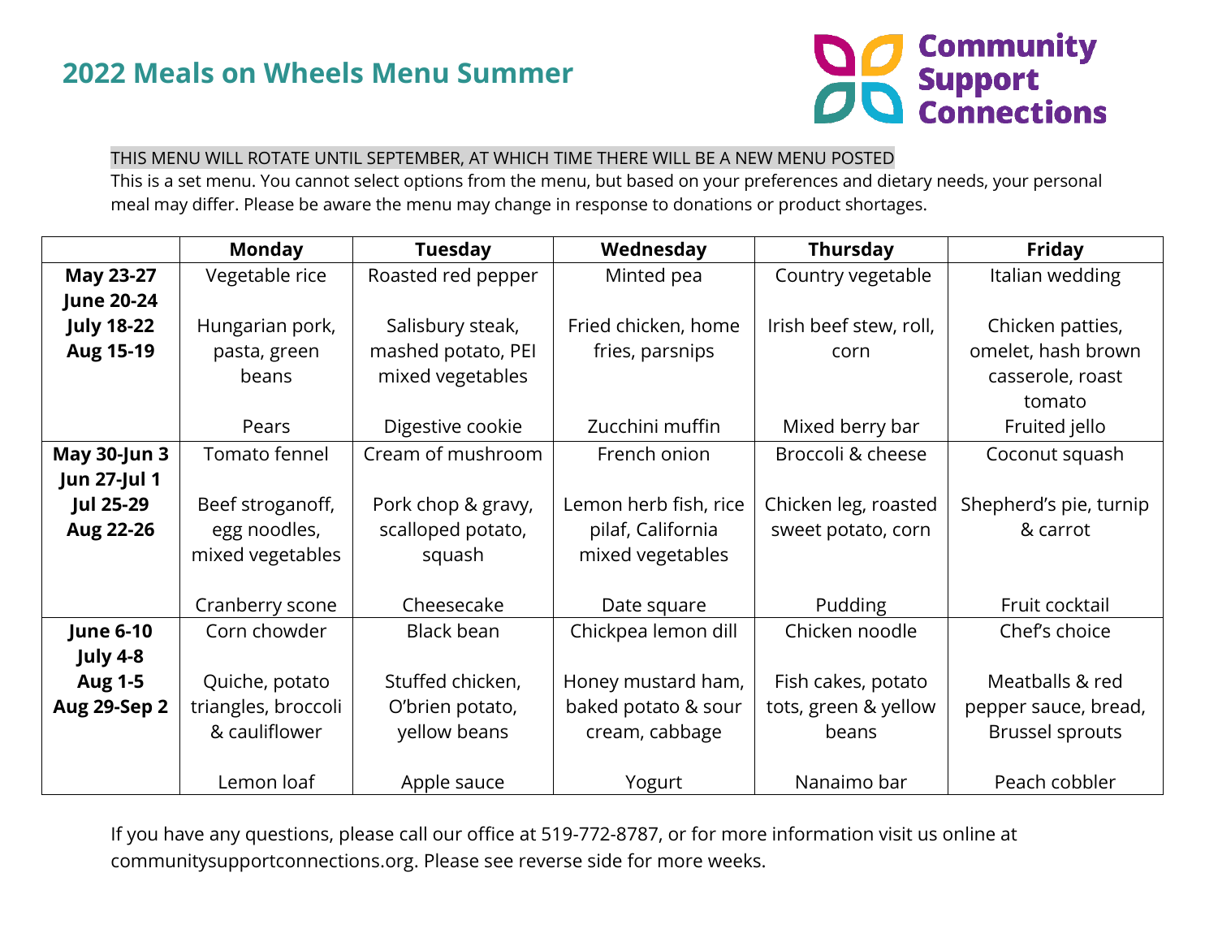# 2022 Meals on Wheels Menu Summer

Community Support Connections

THIS MENU WILL ROTATE UNTIL SEPTEMBER, AT WHICH TIME THERE WILL BE A NEW MENU POSTED

This is a set menu. You cannot select options from the menu, but based on your preferences and dietary needs, your personal meal may differ. Please be aware the menu may change in response to donations or product shortages.

| | Monday | Tuesday | Wednesday | Thursday | Friday |
|---|---|---|---|---|---|
| **May 23-27 June 20-24 July 18-22 Aug 15-19** | Vegetable rice<br><br>Hungarian pork, pasta, green beans<br><br>Pears | Roasted red pepper<br><br>Salisbury steak, mashed potato, PEI mixed vegetables<br><br>Digestive cookie | Minted pea<br><br>Fried chicken, home fries, parsnips<br><br>Zucchini muffin | Country vegetable<br><br>Irish beef stew, roll, corn<br><br>Mixed berry bar | Italian wedding<br><br>Chicken patties, omelet, hash brown casserole, roast tomato<br><br>Fruited jello |
| **May 30-Jun 3 Jun 27-Jul 1 Jul 25-29 Aug 22-26** | Tomato fennel<br><br>Beef stroganoff, egg noodles, mixed vegetables<br><br>Cranberry scone | Cream of mushroom<br><br>Pork chop & gravy, scalloped potato, squash<br><br>Cheesecake | French onion<br><br>Lemon herb fish, rice pilaf, California mixed vegetables<br><br>Date square | Broccoli & cheese<br><br>Chicken leg, roasted sweet potato, corn<br><br>Pudding | Coconut squash<br><br>Shepherd's pie, turnip & carrot<br><br>Fruit cocktail |
| **June 6-10 July 4-8 Aug 1-5 Aug 29-Sep 2** | Corn chowder<br><br>Quiche, potato triangles, broccoli & cauliflower<br><br>Lemon loaf | Black bean<br><br>Stuffed chicken, O'brien potato, yellow beans<br><br>Apple sauce | Chickpea lemon dill<br><br>Honey mustard ham, baked potato & sour cream, cabbage<br><br>Yogurt | Chicken noodle<br><br>Fish cakes, potato tots, green & yellow beans<br><br>Nanaimo bar | Chef's choice<br><br>Meatballs & red pepper sauce, bread, Brussel sprouts<br><br>Peach cobbler |

If you have any questions, please call our office at 519-772-8787, or for more information visit us online at communitysupportconnections.org. Please see reverse side for more weeks.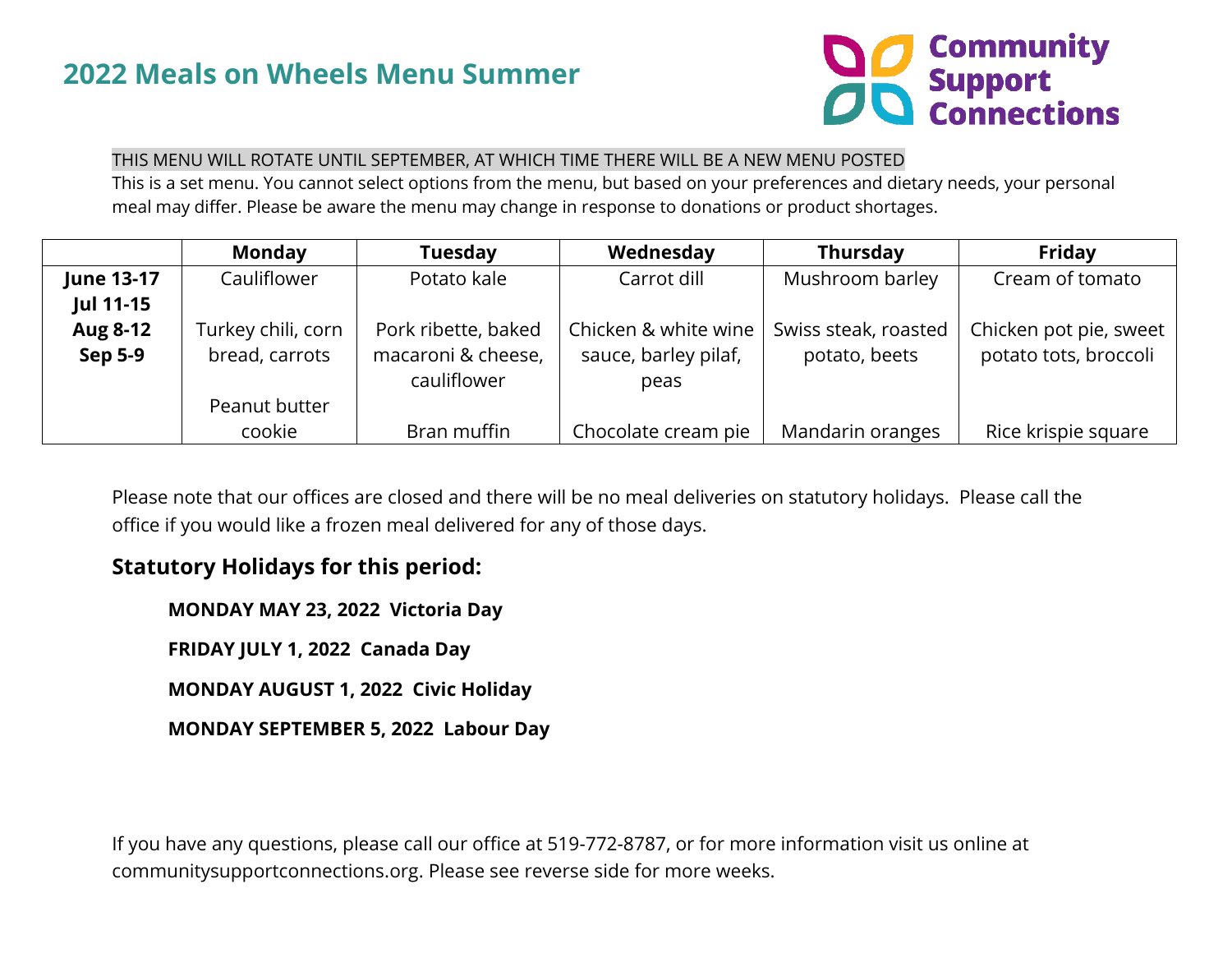# 2022 Meals on Wheels Menu Summer

**Community Support Connections**

THIS MENU WILL ROTATE UNTIL SEPTEMBER, AT WHICH TIME THERE WILL BE A NEW MENU POSTED

This is a set menu. You cannot select options from the menu, but based on your preferences and dietary needs, your personal meal may differ. Please be aware the menu may change in response to donations or product shortages.

| | Monday | Tuesday | Wednesday | Thursday | Friday |
|---|---|---|---|---|---|
| **June 13-17** **Jul 11-15** **Aug 8-12** **Sep 5-9** | Cauliflower<br><br>Turkey chili, corn bread, carrots<br><br>Peanut butter cookie | Potato kale<br><br>Pork ribette, baked macaroni & cheese, cauliflower<br><br>Bran muffin | Carrot dill<br><br>Chicken & white wine sauce, barley pilaf, peas<br><br>Chocolate cream pie | Mushroom barley<br><br>Swiss steak, roasted potato, beets<br><br>Mandarin oranges | Cream of tomato<br><br>Chicken pot pie, sweet potato tots, broccoli<br><br>Rice krispie square |

Please note that our offices are closed and there will be no meal deliveries on statutory holidays. Please call the office if you would like a frozen meal delivered for any of those days.

### Statutory Holidays for this period:

**MONDAY MAY 23, 2022 Victoria Day**

**FRIDAY JULY 1, 2022 Canada Day**

**MONDAY AUGUST 1, 2022 Civic Holiday**

**MONDAY SEPTEMBER 5, 2022 Labour Day**

If you have any questions, please call our office at 519-772-8787, or for more information visit us online at communitysupportconnections.org. Please see reverse side for more weeks.